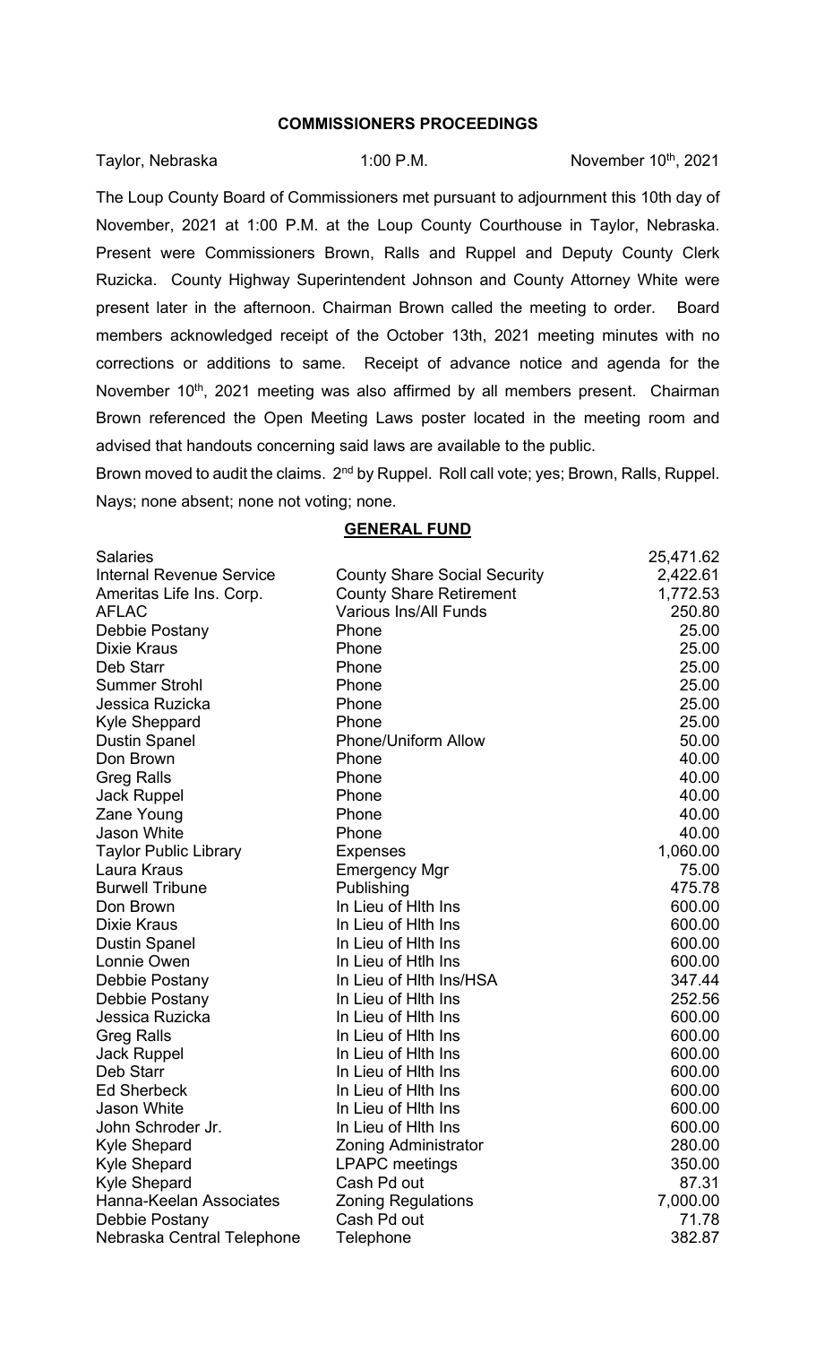# COMMISSIONERS PROCEEDINGS

Taylor, Nebraska 1:00 P.M. November 10th, 2021

The Loup County Board of Commissioners met pursuant to adjournment this 10th day of November, 2021 at 1:00 P.M. at the Loup County Courthouse in Taylor, Nebraska. Present were Commissioners Brown, Ralls and Ruppel and Deputy County Clerk Ruzicka. County Highway Superintendent Johnson and County Attorney White were present later in the afternoon. Chairman Brown called the meeting to order. Board members acknowledged receipt of the October 13th, 2021 meeting minutes with no corrections or additions to same. Receipt of advance notice and agenda for the November 10th, 2021 meeting was also affirmed by all members present. Chairman Brown referenced the Open Meeting Laws poster located in the meeting room and advised that handouts concerning said laws are available to the public.

Brown moved to audit the claims. 2nd by Ruppel. Roll call vote; yes; Brown, Ralls, Ruppel. Nays; none absent; none not voting; none.

## GENERAL FUND

| | | |
|---|---|---|
| Salaries | | 25,471.62 |
| Internal Revenue Service | County Share Social Security | 2,422.61 |
| Ameritas Life Ins. Corp. | County Share Retirement | 1,772.53 |
| AFLAC | Various Ins/All Funds | 250.80 |
| Debbie Postany | Phone | 25.00 |
| Dixie Kraus | Phone | 25.00 |
| Deb Starr | Phone | 25.00 |
| Summer Strohl | Phone | 25.00 |
| Jessica Ruzicka | Phone | 25.00 |
| Kyle Sheppard | Phone | 25.00 |
| Dustin Spanel | Phone/Uniform Allow | 50.00 |
| Don Brown | Phone | 40.00 |
| Greg Ralls | Phone | 40.00 |
| Jack Ruppel | Phone | 40.00 |
| Zane Young | Phone | 40.00 |
| Jason White | Phone | 40.00 |
| Taylor Public Library | Expenses | 1,060.00 |
| Laura Kraus | Emergency Mgr | 75.00 |
| Burwell Tribune | Publishing | 475.78 |
| Don Brown | In Lieu of Hlth Ins | 600.00 |
| Dixie Kraus | In Lieu of Hlth Ins | 600.00 |
| Dustin Spanel | In Lieu of Hlth Ins | 600.00 |
| Lonnie Owen | In Lieu of Htlh Ins | 600.00 |
| Debbie Postany | In Lieu of Hlth Ins/HSA | 347.44 |
| Debbie Postany | In Lieu of Hlth Ins | 252.56 |
| Jessica Ruzicka | In Lieu of Hlth Ins | 600.00 |
| Greg Ralls | In Lieu of Hlth Ins | 600.00 |
| Jack Ruppel | In Lieu of Hlth Ins | 600.00 |
| Deb Starr | In Lieu of Hlth Ins | 600.00 |
| Ed Sherbeck | In Lieu of Hlth Ins | 600.00 |
| Jason White | In Lieu of Hlth Ins | 600.00 |
| John Schroder Jr. | In Lieu of Hlth Ins | 600.00 |
| Kyle Shepard | Zoning Administrator | 280.00 |
| Kyle Shepard | LPAPC meetings | 350.00 |
| Kyle Shepard | Cash Pd out | 87.31 |
| Hanna-Keelan Associates | Zoning Regulations | 7,000.00 |
| Debbie Postany | Cash Pd out | 71.78 |
| Nebraska Central Telephone | Telephone | 382.87 |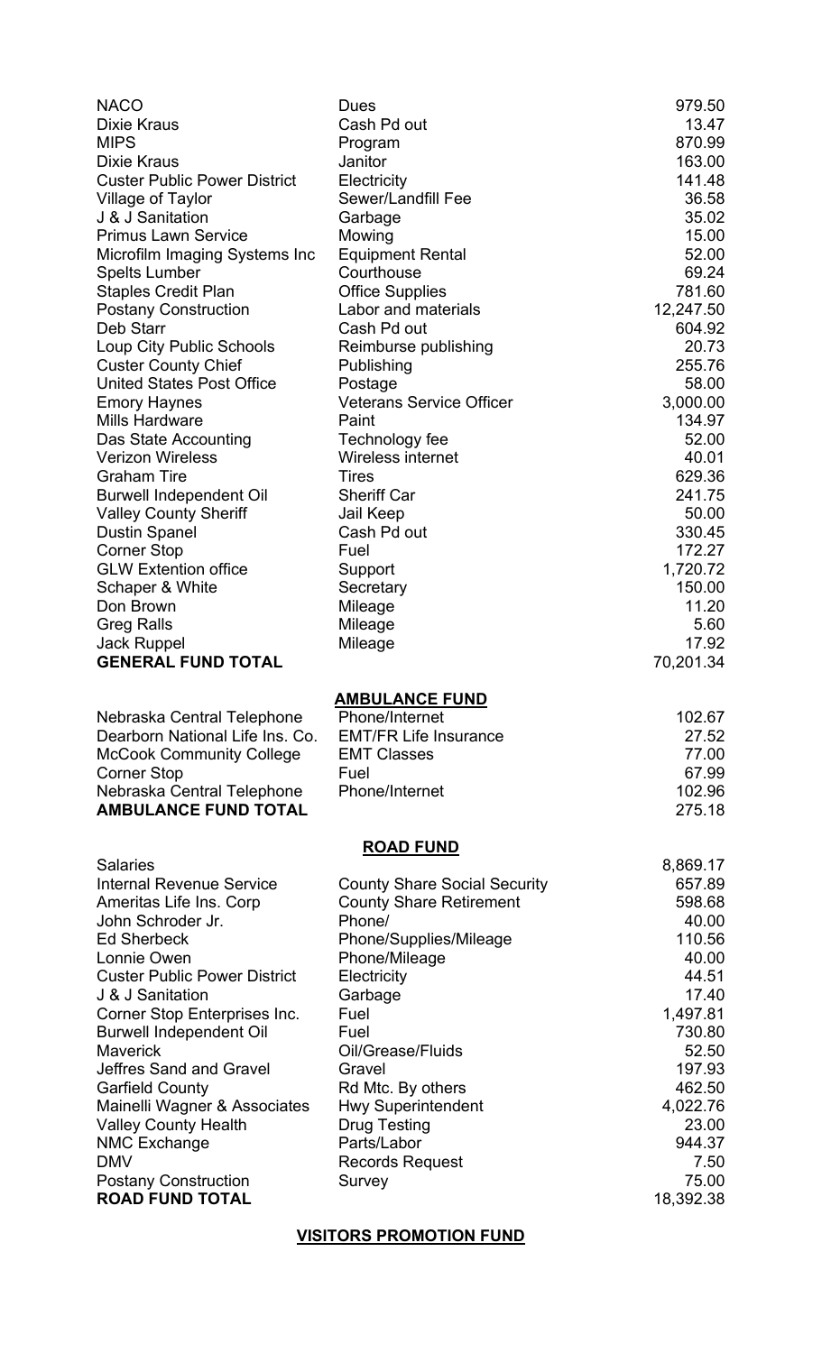| | | |
|---|---|---|
| NACO | Dues | 979.50 |
| Dixie Kraus | Cash Pd out | 13.47 |
| MIPS | Program | 870.99 |
| Dixie Kraus | Janitor | 163.00 |
| Custer Public Power District | Electricity | 141.48 |
| Village of Taylor | Sewer/Landfill Fee | 36.58 |
| J & J Sanitation | Garbage | 35.02 |
| Primus Lawn Service | Mowing | 15.00 |
| Microfilm Imaging Systems Inc | Equipment Rental | 52.00 |
| Spelts Lumber | Courthouse | 69.24 |
| Staples Credit Plan | Office Supplies | 781.60 |
| Postany Construction | Labor and materials | 12,247.50 |
| Deb Starr | Cash Pd out | 604.92 |
| Loup City Public Schools | Reimburse publishing | 20.73 |
| Custer County Chief | Publishing | 255.76 |
| United States Post Office | Postage | 58.00 |
| Emory Haynes | Veterans Service Officer | 3,000.00 |
| Mills Hardware | Paint | 134.97 |
| Das State Accounting | Technology fee | 52.00 |
| Verizon Wireless | Wireless internet | 40.01 |
| Graham Tire | Tires | 629.36 |
| Burwell Independent Oil | Sheriff Car | 241.75 |
| Valley County Sheriff | Jail Keep | 50.00 |
| Dustin Spanel | Cash Pd out | 330.45 |
| Corner Stop | Fuel | 172.27 |
| GLW Extention office | Support | 1,720.72 |
| Schaper & White | Secretary | 150.00 |
| Don Brown | Mileage | 11.20 |
| Greg Ralls | Mileage | 5.60 |
| Jack Ruppel | Mileage | 17.92 |
| **GENERAL FUND TOTAL** | | 70,201.34 |

## AMBULANCE FUND

| | | |
|---|---|---|
| Nebraska Central Telephone | Phone/Internet | 102.67 |
| Dearborn National Life Ins. Co. | EMT/FR Life Insurance | 27.52 |
| McCook Community College | EMT Classes | 77.00 |
| Corner Stop | Fuel | 67.99 |
| Nebraska Central Telephone | Phone/Internet | 102.96 |
| **AMBULANCE FUND TOTAL** | | 275.18 |

## ROAD FUND

| | | |
|---|---|---|
| Salaries | | 8,869.17 |
| Internal Revenue Service | County Share Social Security | 657.89 |
| Ameritas Life Ins. Corp | County Share Retirement | 598.68 |
| John Schroder Jr. | Phone/ | 40.00 |
| Ed Sherbeck | Phone/Supplies/Mileage | 110.56 |
| Lonnie Owen | Phone/Mileage | 40.00 |
| Custer Public Power District | Electricity | 44.51 |
| J & J Sanitation | Garbage | 17.40 |
| Corner Stop Enterprises Inc. | Fuel | 1,497.81 |
| Burwell Independent Oil | Fuel | 730.80 |
| Maverick | Oil/Grease/Fluids | 52.50 |
| Jeffres Sand and Gravel | Gravel | 197.93 |
| Garfield County | Rd Mtc. By others | 462.50 |
| Mainelli Wagner & Associates | Hwy Superintendent | 4,022.76 |
| Valley County Health | Drug Testing | 23.00 |
| NMC Exchange | Parts/Labor | 944.37 |
| DMV | Records Request | 7.50 |
| Postany Construction | Survey | 75.00 |
| **ROAD FUND TOTAL** | | 18,392.38 |

## VISITORS PROMOTION FUND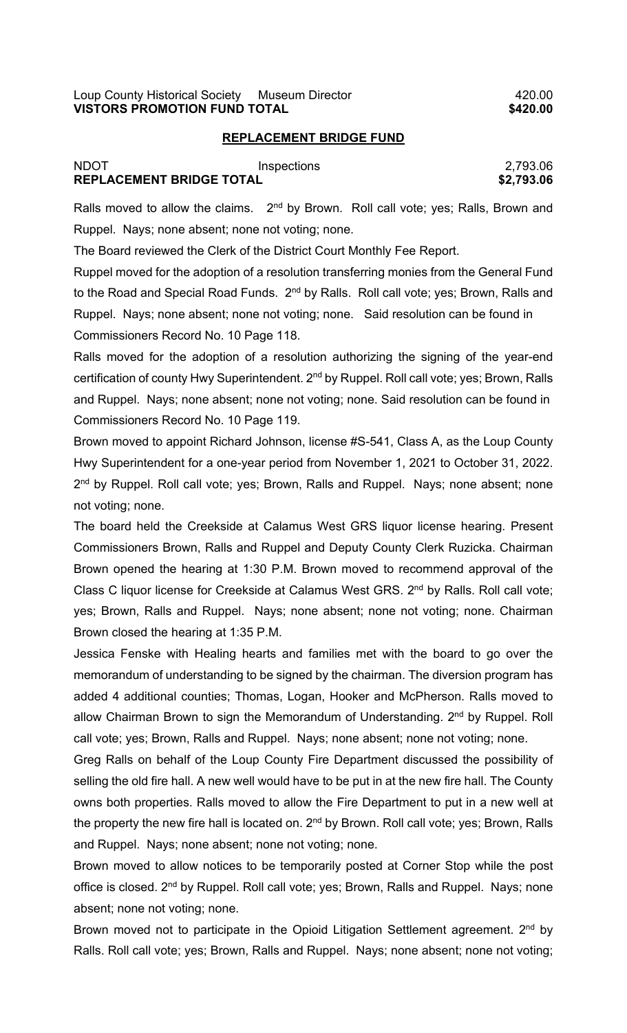| | | |
|---|---|---|
| Loup County Historical Society | Museum Director | 420.00 |
| **VISTORS PROMOTION FUND TOTAL** | | **$420.00** |

**REPLACEMENT BRIDGE FUND**

| | | |
|---|---|---|
| NDOT | Inspections | 2,793.06 |
| **REPLACEMENT BRIDGE TOTAL** | | **$2,793.06** |

Ralls moved to allow the claims. 2nd by Brown. Roll call vote; yes; Ralls, Brown and Ruppel. Nays; none absent; none not voting; none.

The Board reviewed the Clerk of the District Court Monthly Fee Report.

Ruppel moved for the adoption of a resolution transferring monies from the General Fund to the Road and Special Road Funds. 2nd by Ralls. Roll call vote; yes; Brown, Ralls and Ruppel. Nays; none absent; none not voting; none. Said resolution can be found in Commissioners Record No. 10 Page 118.

Ralls moved for the adoption of a resolution authorizing the signing of the year-end certification of county Hwy Superintendent. 2nd by Ruppel. Roll call vote; yes; Brown, Ralls and Ruppel. Nays; none absent; none not voting; none. Said resolution can be found in Commissioners Record No. 10 Page 119.

Brown moved to appoint Richard Johnson, license #S-541, Class A, as the Loup County Hwy Superintendent for a one-year period from November 1, 2021 to October 31, 2022. 2nd by Ruppel. Roll call vote; yes; Brown, Ralls and Ruppel. Nays; none absent; none not voting; none.

The board held the Creekside at Calamus West GRS liquor license hearing. Present Commissioners Brown, Ralls and Ruppel and Deputy County Clerk Ruzicka. Chairman Brown opened the hearing at 1:30 P.M. Brown moved to recommend approval of the Class C liquor license for Creekside at Calamus West GRS. 2nd by Ralls. Roll call vote; yes; Brown, Ralls and Ruppel. Nays; none absent; none not voting; none. Chairman Brown closed the hearing at 1:35 P.M.

Jessica Fenske with Healing hearts and families met with the board to go over the memorandum of understanding to be signed by the chairman. The diversion program has added 4 additional counties; Thomas, Logan, Hooker and McPherson. Ralls moved to allow Chairman Brown to sign the Memorandum of Understanding. 2nd by Ruppel. Roll call vote; yes; Brown, Ralls and Ruppel. Nays; none absent; none not voting; none.

Greg Ralls on behalf of the Loup County Fire Department discussed the possibility of selling the old fire hall. A new well would have to be put in at the new fire hall. The County owns both properties. Ralls moved to allow the Fire Department to put in a new well at the property the new fire hall is located on. 2nd by Brown. Roll call vote; yes; Brown, Ralls and Ruppel. Nays; none absent; none not voting; none.

Brown moved to allow notices to be temporarily posted at Corner Stop while the post office is closed. 2nd by Ruppel. Roll call vote; yes; Brown, Ralls and Ruppel. Nays; none absent; none not voting; none.

Brown moved not to participate in the Opioid Litigation Settlement agreement. 2nd by Ralls. Roll call vote; yes; Brown, Ralls and Ruppel. Nays; none absent; none not voting;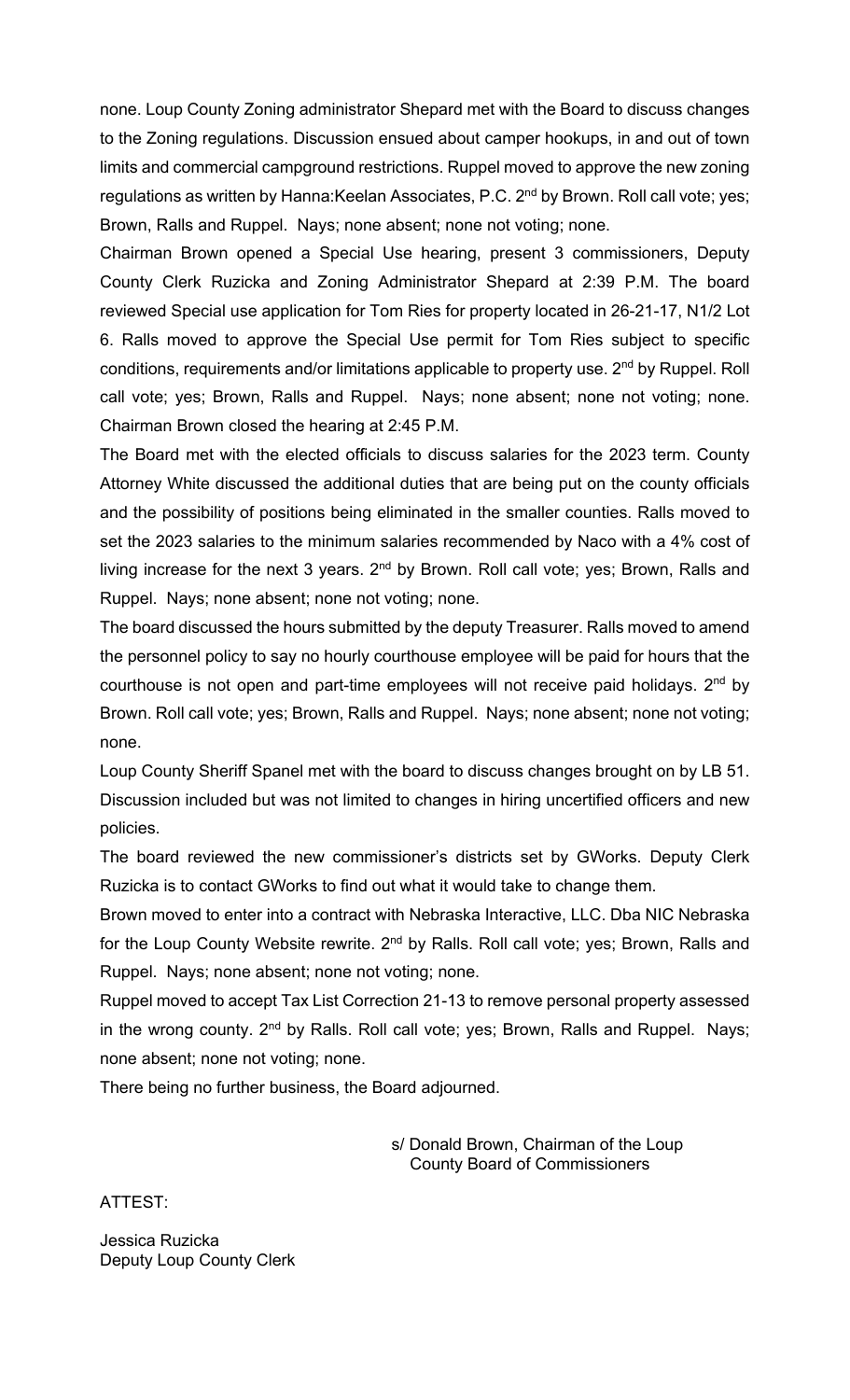none. Loup County Zoning administrator Shepard met with the Board to discuss changes to the Zoning regulations. Discussion ensued about camper hookups, in and out of town limits and commercial campground restrictions. Ruppel moved to approve the new zoning regulations as written by Hanna:Keelan Associates, P.C. 2nd by Brown. Roll call vote; yes; Brown, Ralls and Ruppel. Nays; none absent; none not voting; none.

Chairman Brown opened a Special Use hearing, present 3 commissioners, Deputy County Clerk Ruzicka and Zoning Administrator Shepard at 2:39 P.M. The board reviewed Special use application for Tom Ries for property located in 26-21-17, N1/2 Lot 6. Ralls moved to approve the Special Use permit for Tom Ries subject to specific conditions, requirements and/or limitations applicable to property use. 2nd by Ruppel. Roll call vote; yes; Brown, Ralls and Ruppel. Nays; none absent; none not voting; none. Chairman Brown closed the hearing at 2:45 P.M.

The Board met with the elected officials to discuss salaries for the 2023 term. County Attorney White discussed the additional duties that are being put on the county officials and the possibility of positions being eliminated in the smaller counties. Ralls moved to set the 2023 salaries to the minimum salaries recommended by Naco with a 4% cost of living increase for the next 3 years. 2nd by Brown. Roll call vote; yes; Brown, Ralls and Ruppel. Nays; none absent; none not voting; none.

The board discussed the hours submitted by the deputy Treasurer. Ralls moved to amend the personnel policy to say no hourly courthouse employee will be paid for hours that the courthouse is not open and part-time employees will not receive paid holidays. 2nd by Brown. Roll call vote; yes; Brown, Ralls and Ruppel. Nays; none absent; none not voting; none.

Loup County Sheriff Spanel met with the board to discuss changes brought on by LB 51. Discussion included but was not limited to changes in hiring uncertified officers and new policies.

The board reviewed the new commissioner's districts set by GWorks. Deputy Clerk Ruzicka is to contact GWorks to find out what it would take to change them.

Brown moved to enter into a contract with Nebraska Interactive, LLC. Dba NIC Nebraska for the Loup County Website rewrite. 2nd by Ralls. Roll call vote; yes; Brown, Ralls and Ruppel. Nays; none absent; none not voting; none.

Ruppel moved to accept Tax List Correction 21-13 to remove personal property assessed in the wrong county. 2nd by Ralls. Roll call vote; yes; Brown, Ralls and Ruppel. Nays; none absent; none not voting; none.

There being no further business, the Board adjourned.

s/ Donald Brown, Chairman of the Loup County Board of Commissioners

ATTEST:

Jessica Ruzicka
Deputy Loup County Clerk